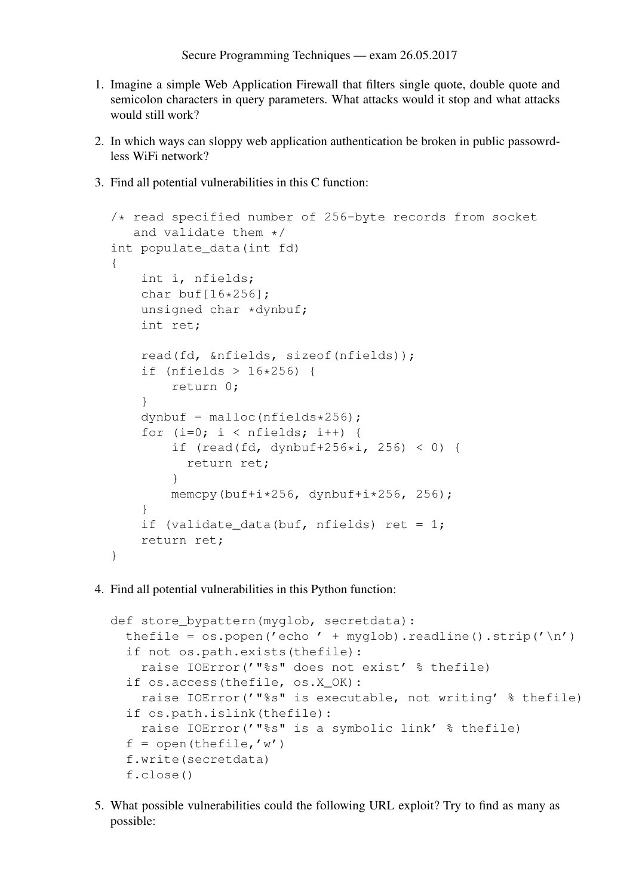Secure Programming Techniques — exam 26.05.2017

1. Imagine a simple Web Application Firewall that filters single quote, double quote and semicolon characters in query parameters. What attacks would it stop and what attacks would still work?

2. In which ways can sloppy web application authentication be broken in public passowrd-less WiFi network?

3. Find all potential vulnerabilities in this C function:

```
/* read specified number of 256-byte records from socket
   and validate them */
int populate_data(int fd)
{
    int i, nfields;
    char buf[16*256];
    unsigned char *dynbuf;
    int ret;

    read(fd, &nfields, sizeof(nfields));
    if (nfields > 16*256) {
        return 0;
    }
    dynbuf = malloc(nfields*256);
    for (i=0; i < nfields; i++) {
        if (read(fd, dynbuf+256*i, 256) < 0) {
          return ret;
        }
        memcpy(buf+i*256, dynbuf+i*256, 256);
    }
    if (validate_data(buf, nfields) ret = 1;
    return ret;
}
```

4. Find all potential vulnerabilities in this Python function:

```
def store_bypattern(myglob, secretdata):
  thefile = os.popen('echo ' + myglob).readline().strip('\n')
  if not os.path.exists(thefile):
    raise IOError('"%s" does not exist' % thefile)
  if os.access(thefile, os.X_OK):
    raise IOError('"%s" is executable, not writing' % thefile)
  if os.path.islink(thefile):
    raise IOError('"%s" is a symbolic link' % thefile)
  f = open(thefile,'w')
  f.write(secretdata)
  f.close()
```

5. What possible vulnerabilities could the following URL exploit? Try to find as many as possible: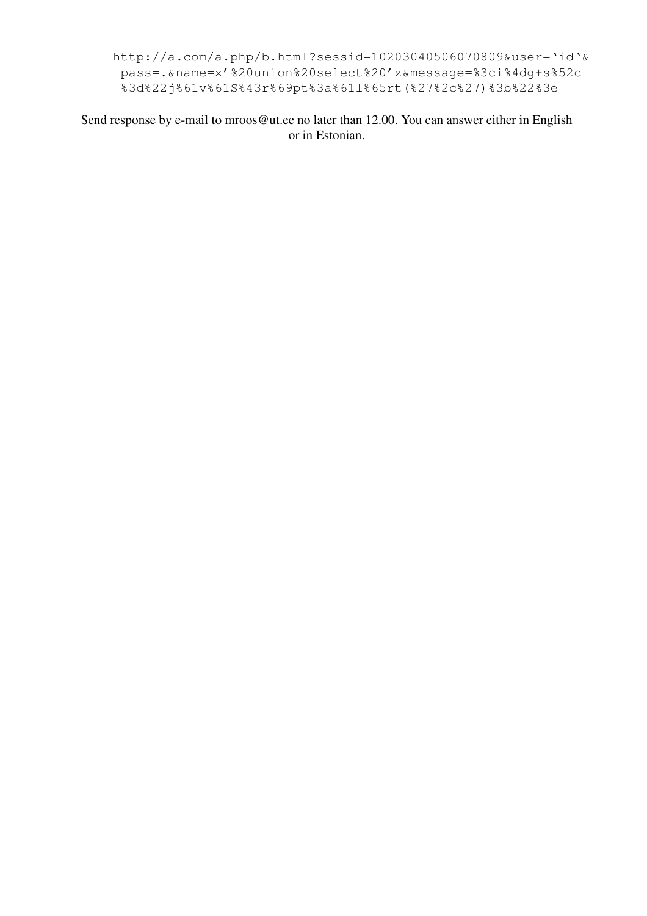```
http://a.com/a.php/b.html?sessid=10203040506070809&user=‘id‘&
 pass=.&name=x’%20union%20select%20’z&message=%3ci%4dg+s%52c
 %3d%22j%61v%61S%43r%69pt%3a%61l%65rt(%27%2c%27)%3b%22%3e
```

Send response by e-mail to mroos@ut.ee no later than 12.00. You can answer either in English or in Estonian.